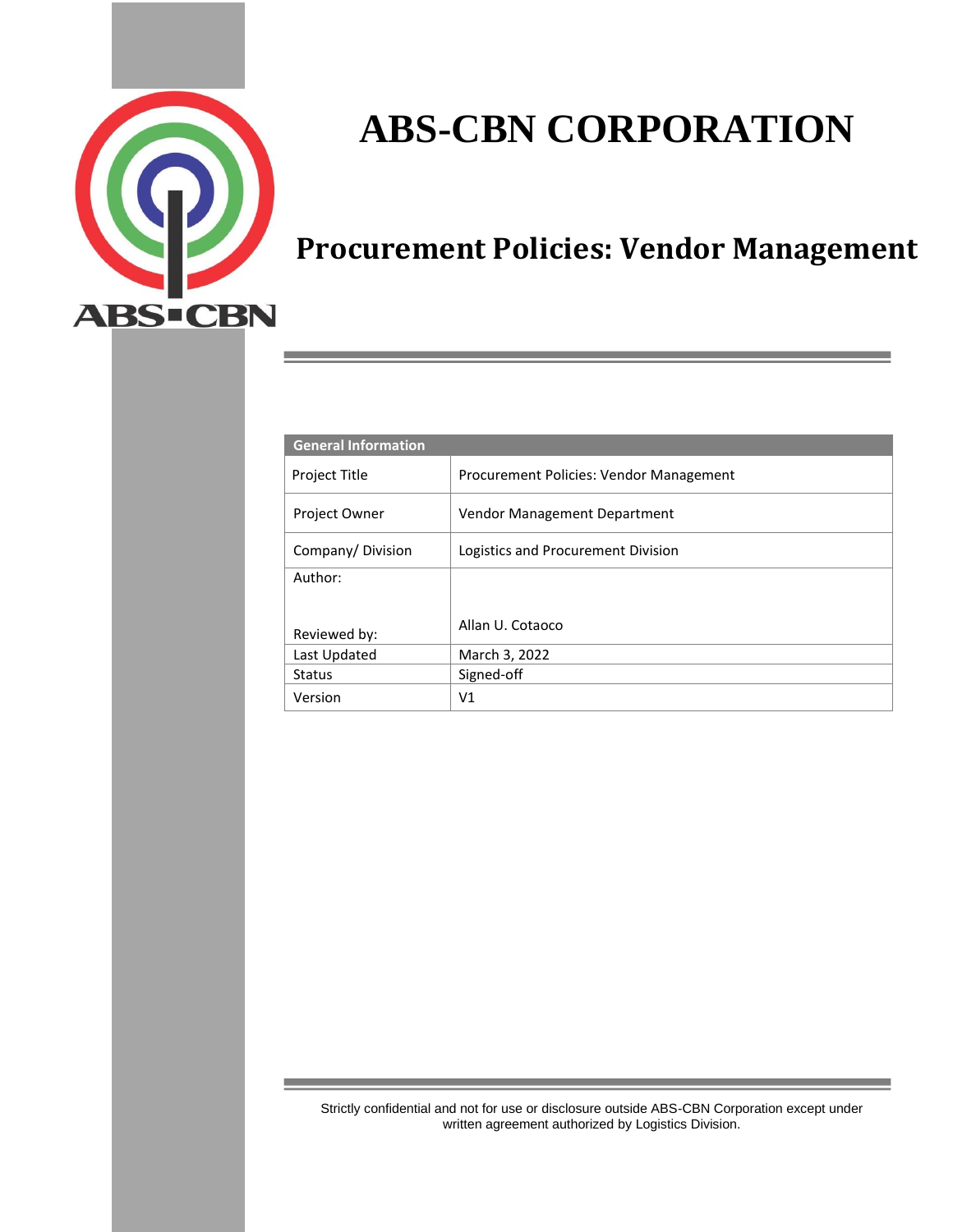ABS-CBN

# ABS-CBN CORPORATION

## Procurement Policies: Vendor Management

| General Information | |
|---|---|
| Project Title | Procurement Policies: Vendor Management |
| Project Owner | Vendor Management Department |
| Company/ Division | Logistics and Procurement Division |
| Author: | |
| Reviewed by: | Allan U. Cotaoco |
| Last Updated | March 3, 2022 |
| Status | Signed-off |
| Version | V1 |

Strictly confidential and not for use or disclosure outside ABS-CBN Corporation except under written agreement authorized by Logistics Division.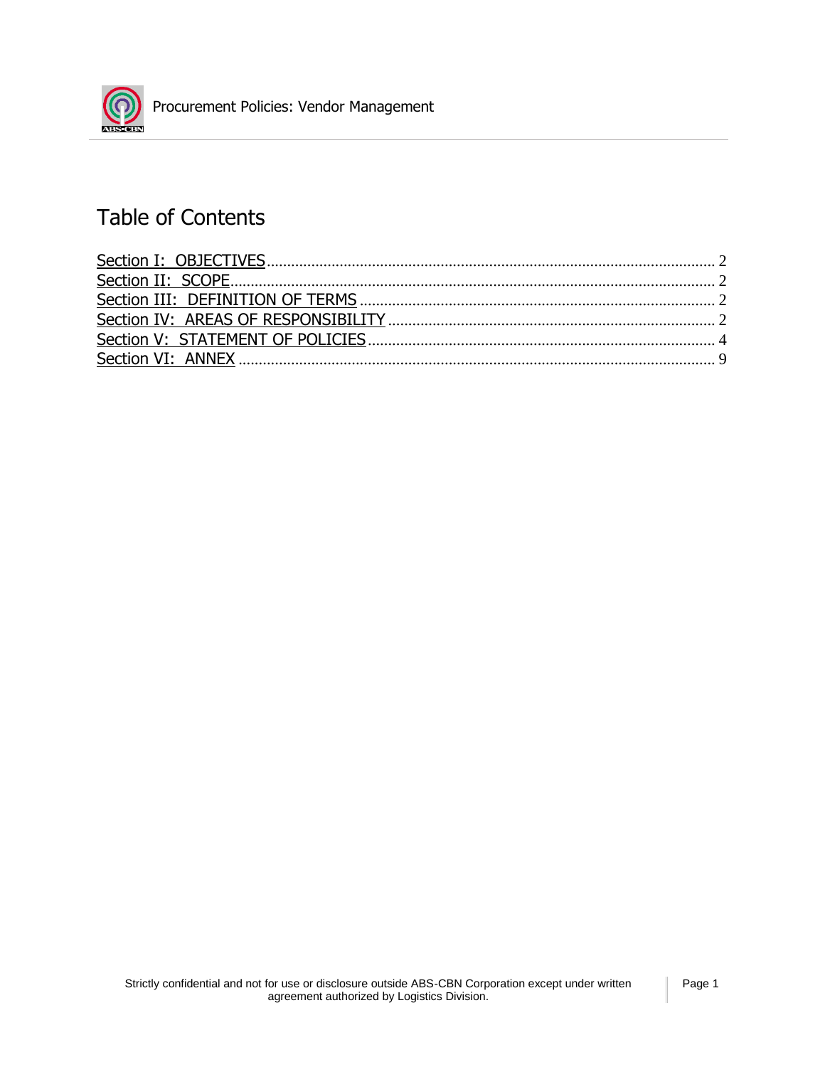# Table of Contents

Section I: OBJECTIVES .......... 2
Section II: SCOPE .......... 2
Section III: DEFINITION OF TERMS .......... 2
Section IV: AREAS OF RESPONSIBILITY .......... 2
Section V: STATEMENT OF POLICIES .......... 4
Section VI: ANNEX .......... 9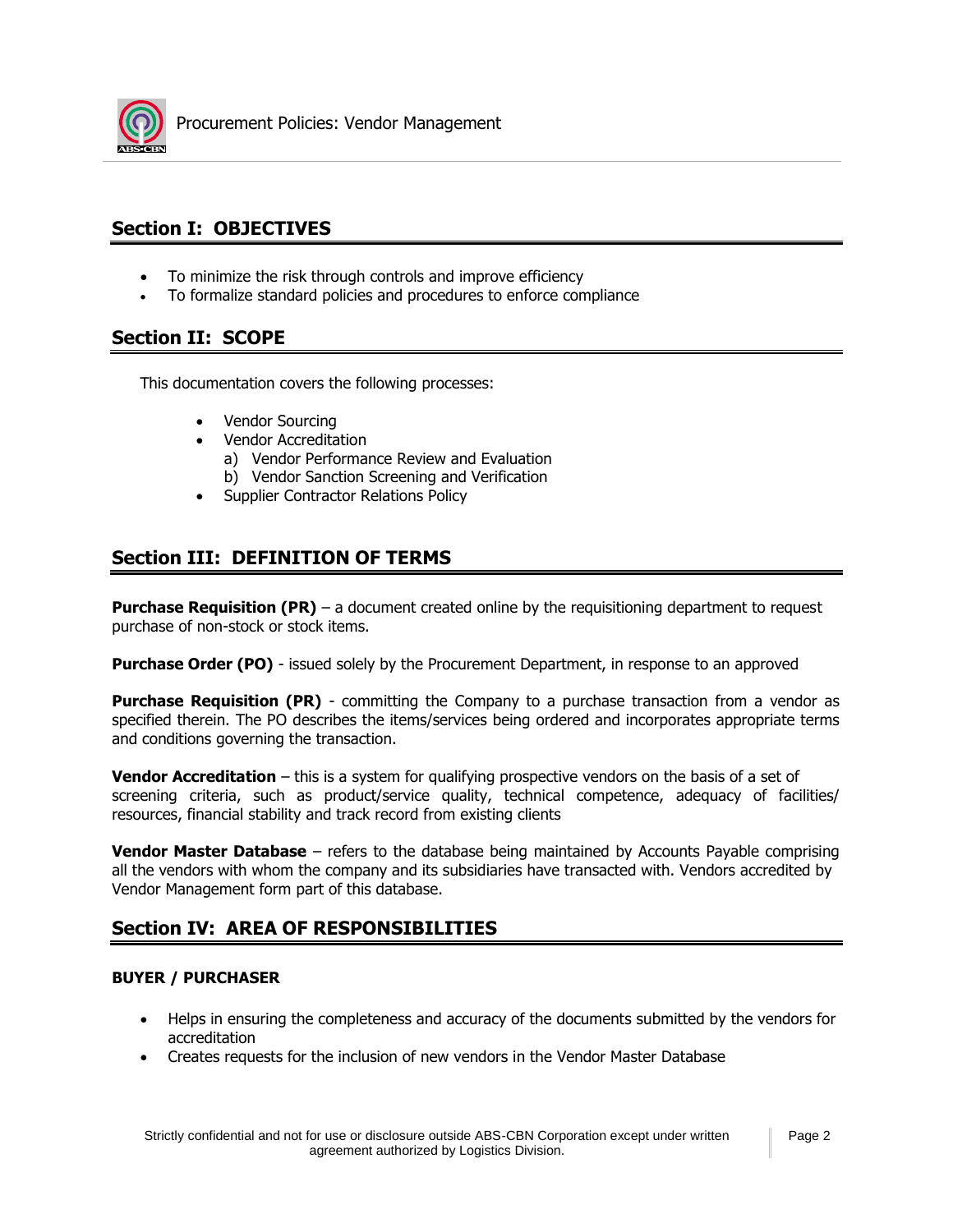## Section I: OBJECTIVES

- To minimize the risk through controls and improve efficiency
- To formalize standard policies and procedures to enforce compliance

## Section II: SCOPE

This documentation covers the following processes:

- Vendor Sourcing
- Vendor Accreditation
  - a) Vendor Performance Review and Evaluation
  - b) Vendor Sanction Screening and Verification
- Supplier Contractor Relations Policy

## Section III: DEFINITION OF TERMS

**Purchase Requisition (PR)** – a document created online by the requisitioning department to request purchase of non-stock or stock items.

**Purchase Order (PO)** - issued solely by the Procurement Department, in response to an approved

**Purchase Requisition (PR)** - committing the Company to a purchase transaction from a vendor as specified therein. The PO describes the items/services being ordered and incorporates appropriate terms and conditions governing the transaction.

**Vendor Accreditation** – this is a system for qualifying prospective vendors on the basis of a set of screening criteria, such as product/service quality, technical competence, adequacy of facilities/ resources, financial stability and track record from existing clients

**Vendor Master Database** – refers to the database being maintained by Accounts Payable comprising all the vendors with whom the company and its subsidiaries have transacted with. Vendors accredited by Vendor Management form part of this database.

## Section IV: AREA OF RESPONSIBILITIES

### BUYER / PURCHASER

- Helps in ensuring the completeness and accuracy of the documents submitted by the vendors for accreditation
- Creates requests for the inclusion of new vendors in the Vendor Master Database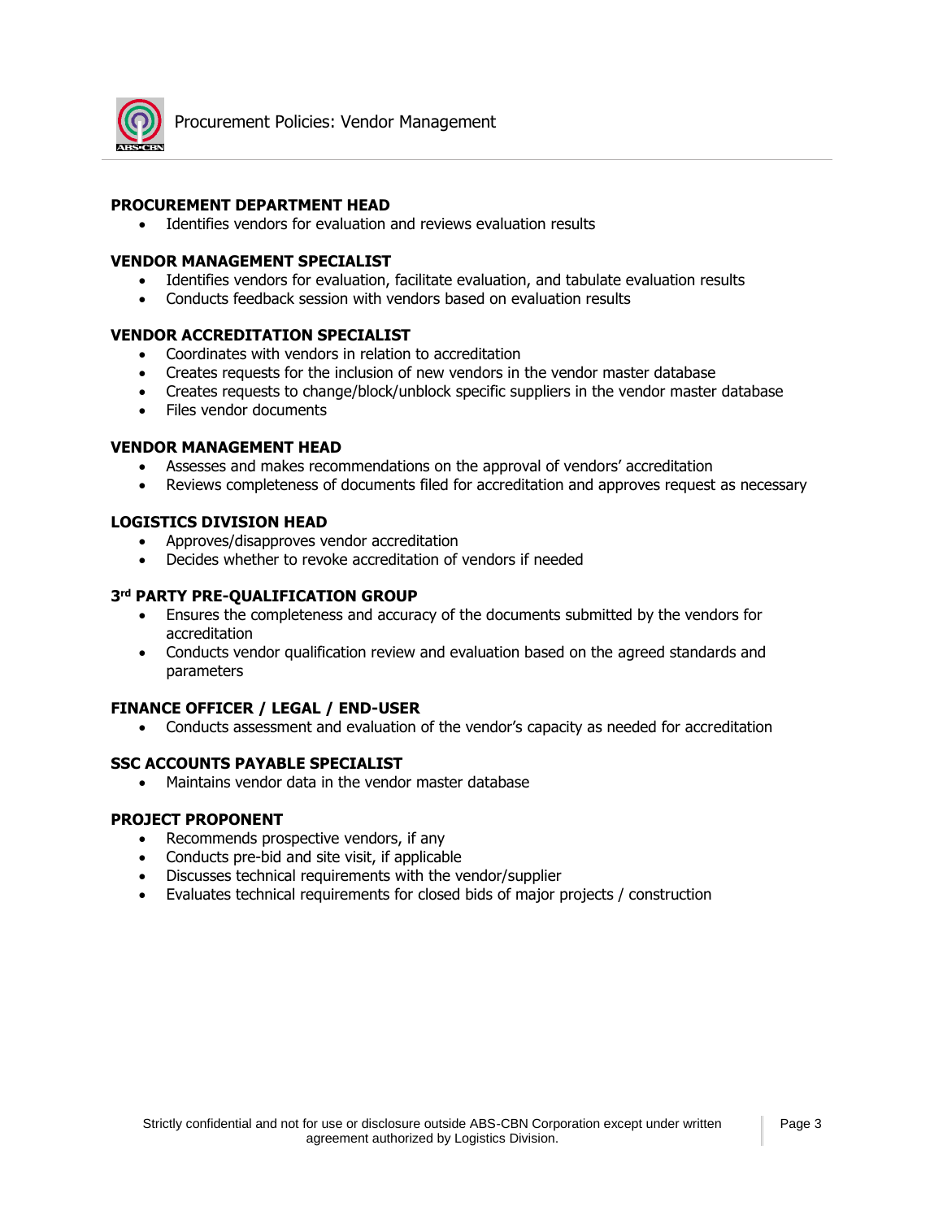**PROCUREMENT DEPARTMENT HEAD**

- Identifies vendors for evaluation and reviews evaluation results

**VENDOR MANAGEMENT SPECIALIST**

- Identifies vendors for evaluation, facilitate evaluation, and tabulate evaluation results
- Conducts feedback session with vendors based on evaluation results

**VENDOR ACCREDITATION SPECIALIST**

- Coordinates with vendors in relation to accreditation
- Creates requests for the inclusion of new vendors in the vendor master database
- Creates requests to change/block/unblock specific suppliers in the vendor master database
- Files vendor documents

**VENDOR MANAGEMENT HEAD**

- Assesses and makes recommendations on the approval of vendors' accreditation
- Reviews completeness of documents filed for accreditation and approves request as necessary

**LOGISTICS DIVISION HEAD**

- Approves/disapproves vendor accreditation
- Decides whether to revoke accreditation of vendors if needed

**3rd PARTY PRE-QUALIFICATION GROUP**

- Ensures the completeness and accuracy of the documents submitted by the vendors for accreditation
- Conducts vendor qualification review and evaluation based on the agreed standards and parameters

**FINANCE OFFICER / LEGAL / END-USER**

- Conducts assessment and evaluation of the vendor's capacity as needed for accreditation

**SSC ACCOUNTS PAYABLE SPECIALIST**

- Maintains vendor data in the vendor master database

**PROJECT PROPONENT**

- Recommends prospective vendors, if any
- Conducts pre-bid and site visit, if applicable
- Discusses technical requirements with the vendor/supplier
- Evaluates technical requirements for closed bids of major projects / construction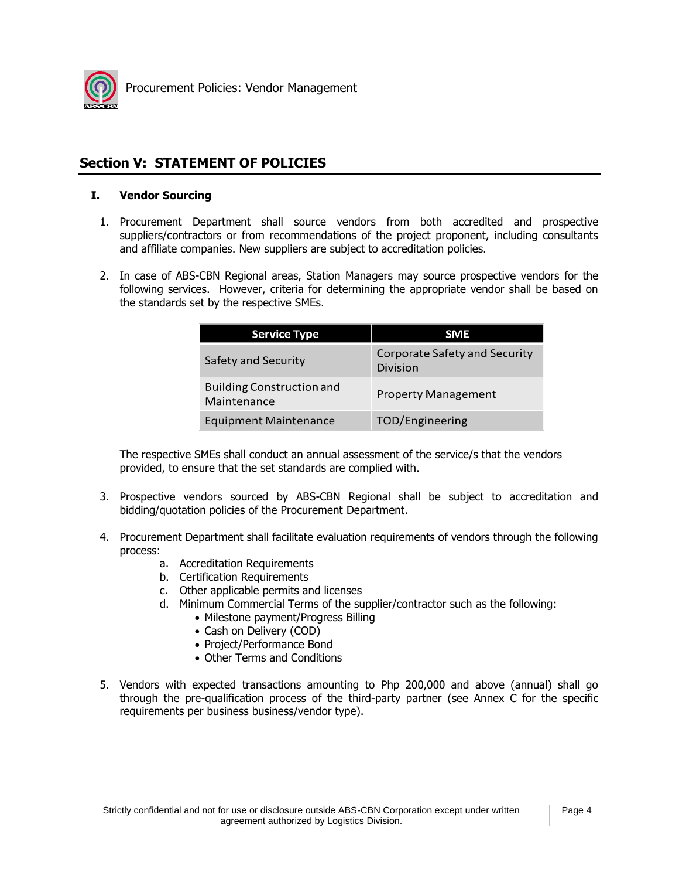## Section V: STATEMENT OF POLICIES

### I. Vendor Sourcing

1. Procurement Department shall source vendors from both accredited and prospective suppliers/contractors or from recommendations of the project proponent, including consultants and affiliate companies. New suppliers are subject to accreditation policies.

2. In case of ABS-CBN Regional areas, Station Managers may source prospective vendors for the following services. However, criteria for determining the appropriate vendor shall be based on the standards set by the respective SMEs.

| Service Type | SME |
| --- | --- |
| Safety and Security | Corporate Safety and Security Division |
| Building Construction and Maintenance | Property Management |
| Equipment Maintenance | TOD/Engineering |

   The respective SMEs shall conduct an annual assessment of the service/s that the vendors provided, to ensure that the set standards are complied with.

3. Prospective vendors sourced by ABS-CBN Regional shall be subject to accreditation and bidding/quotation policies of the Procurement Department.

4. Procurement Department shall facilitate evaluation requirements of vendors through the following process:
   a. Accreditation Requirements
   b. Certification Requirements
   c. Other applicable permits and licenses
   d. Minimum Commercial Terms of the supplier/contractor such as the following:
      - Milestone payment/Progress Billing
      - Cash on Delivery (COD)
      - Project/Performance Bond
      - Other Terms and Conditions

5. Vendors with expected transactions amounting to Php 200,000 and above (annual) shall go through the pre-qualification process of the third-party partner (see Annex C for the specific requirements per business business/vendor type).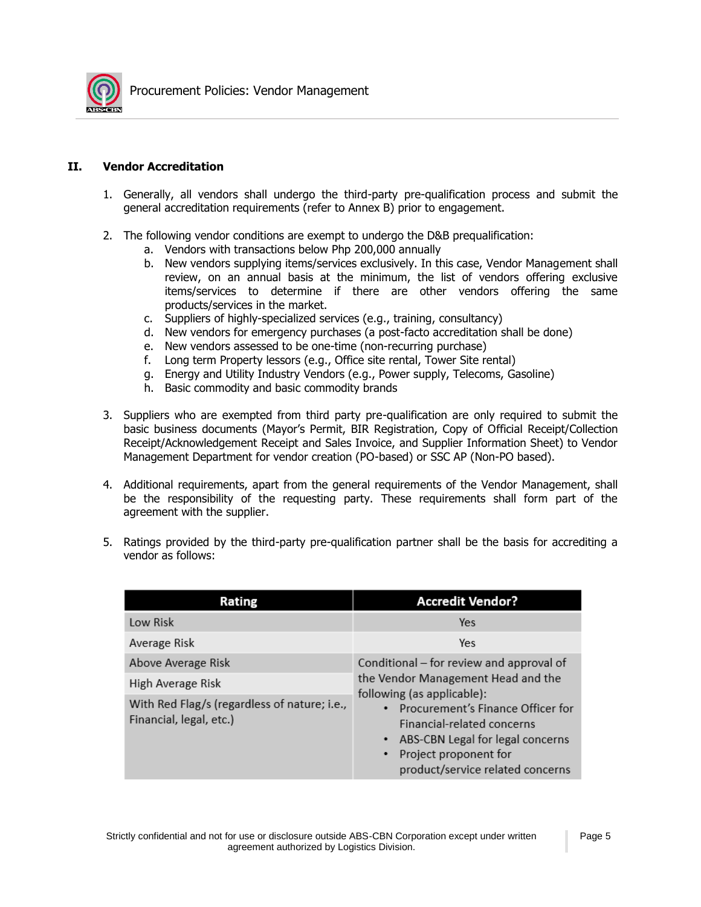## II. Vendor Accreditation

1. Generally, all vendors shall undergo the third-party pre-qualification process and submit the general accreditation requirements (refer to Annex B) prior to engagement.

2. The following vendor conditions are exempt to undergo the D&B prequalification:
   a. Vendors with transactions below Php 200,000 annually
   b. New vendors supplying items/services exclusively. In this case, Vendor Management shall review, on an annual basis at the minimum, the list of vendors offering exclusive items/services to determine if there are other vendors offering the same products/services in the market.
   c. Suppliers of highly-specialized services (e.g., training, consultancy)
   d. New vendors for emergency purchases (a post-facto accreditation shall be done)
   e. New vendors assessed to be one-time (non-recurring purchase)
   f. Long term Property lessors (e.g., Office site rental, Tower Site rental)
   g. Energy and Utility Industry Vendors (e.g., Power supply, Telecoms, Gasoline)
   h. Basic commodity and basic commodity brands

3. Suppliers who are exempted from third party pre-qualification are only required to submit the basic business documents (Mayor's Permit, BIR Registration, Copy of Official Receipt/Collection Receipt/Acknowledgement Receipt and Sales Invoice, and Supplier Information Sheet) to Vendor Management Department for vendor creation (PO-based) or SSC AP (Non-PO based).

4. Additional requirements, apart from the general requirements of the Vendor Management, shall be the responsibility of the requesting party. These requirements shall form part of the agreement with the supplier.

5. Ratings provided by the third-party pre-qualification partner shall be the basis for accrediting a vendor as follows:

| Rating | Accredit Vendor? |
|---|---|
| Low Risk | Yes |
| Average Risk | Yes |
| Above Average Risk<br>High Average Risk<br>With Red Flag/s (regardless of nature; i.e., Financial, legal, etc.) | Conditional – for review and approval of the Vendor Management Head and the following (as applicable):<br>• Procurement's Finance Officer for Financial-related concerns<br>• ABS-CBN Legal for legal concerns<br>• Project proponent for product/service related concerns |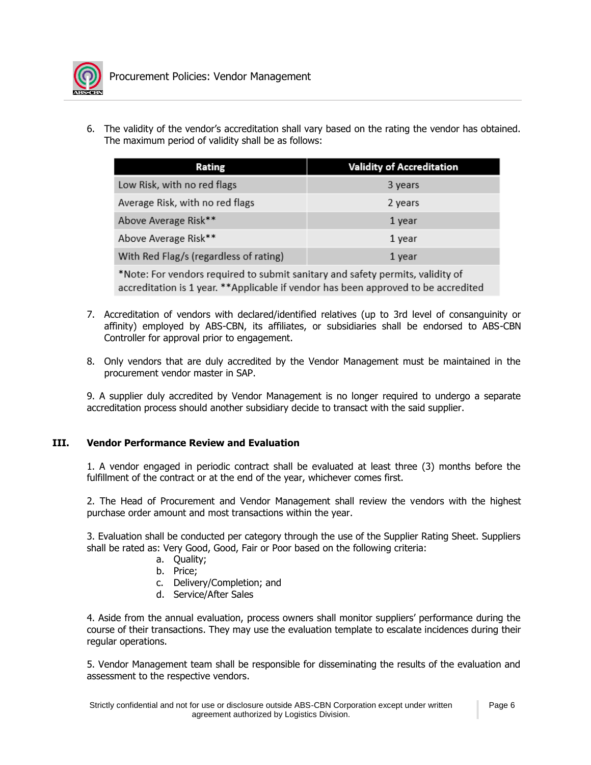6. The validity of the vendor's accreditation shall vary based on the rating the vendor has obtained. The maximum period of validity shall be as follows:

| Rating | Validity of Accreditation |
|---|---|
| Low Risk, with no red flags | 3 years |
| Average Risk, with no red flags | 2 years |
| Above Average Risk** | 1 year |
| Above Average Risk** | 1 year |
| With Red Flag/s (regardless of rating) | 1 year |
| *Note: For vendors required to submit sanitary and safety permits, validity of accreditation is 1 year. **Applicable if vendor has been approved to be accredited | |

7. Accreditation of vendors with declared/identified relatives (up to 3rd level of consanguinity or affinity) employed by ABS-CBN, its affiliates, or subsidiaries shall be endorsed to ABS-CBN Controller for approval prior to engagement.

8. Only vendors that are duly accredited by the Vendor Management must be maintained in the procurement vendor master in SAP.

9. A supplier duly accredited by Vendor Management is no longer required to undergo a separate accreditation process should another subsidiary decide to transact with the said supplier.

## III. Vendor Performance Review and Evaluation

1. A vendor engaged in periodic contract shall be evaluated at least three (3) months before the fulfillment of the contract or at the end of the year, whichever comes first.

2. The Head of Procurement and Vendor Management shall review the vendors with the highest purchase order amount and most transactions within the year.

3. Evaluation shall be conducted per category through the use of the Supplier Rating Sheet. Suppliers shall be rated as: Very Good, Good, Fair or Poor based on the following criteria:

   a. Quality;
   b. Price;
   c. Delivery/Completion; and
   d. Service/After Sales

4. Aside from the annual evaluation, process owners shall monitor suppliers' performance during the course of their transactions. They may use the evaluation template to escalate incidences during their regular operations.

5. Vendor Management team shall be responsible for disseminating the results of the evaluation and assessment to the respective vendors.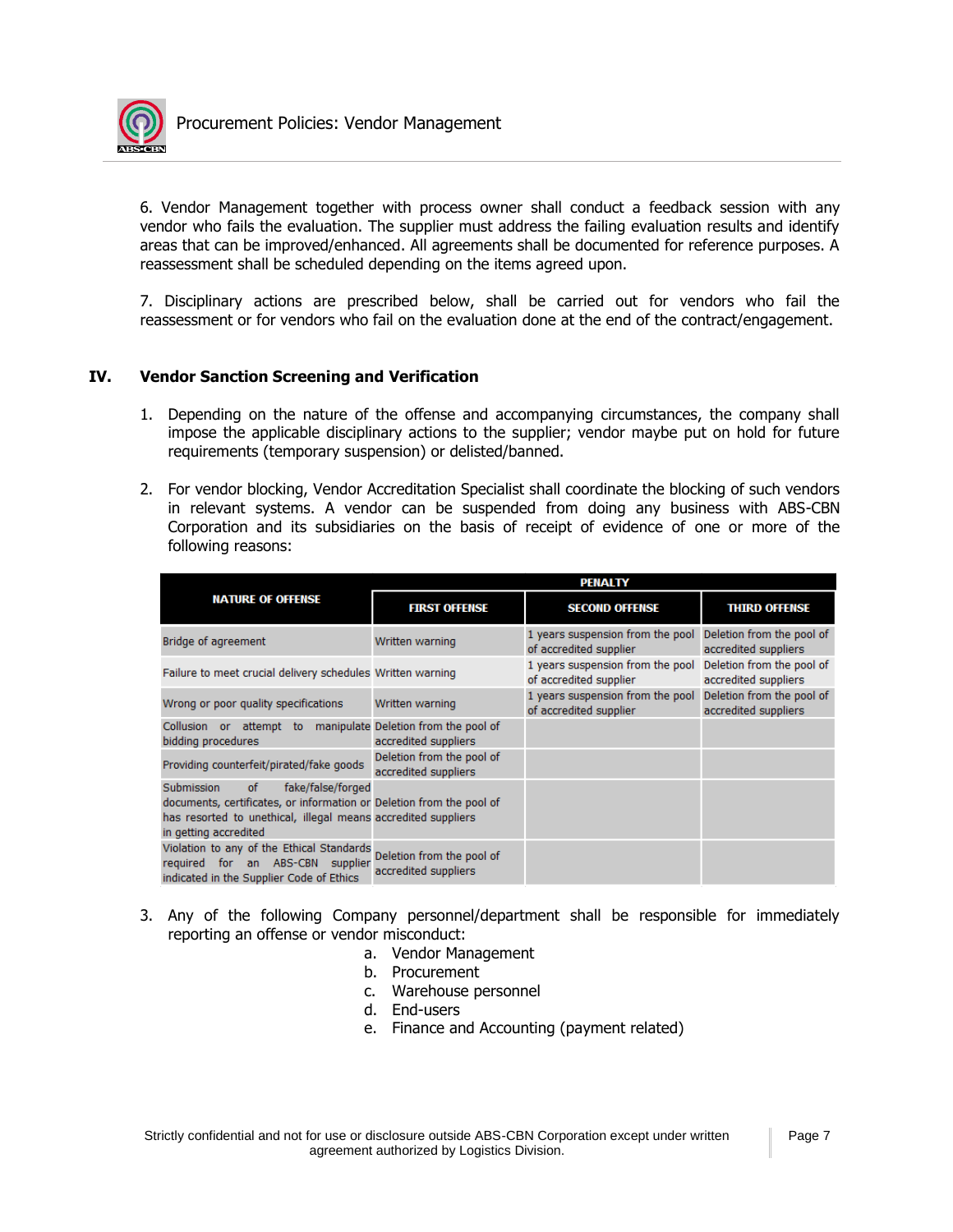6. Vendor Management together with process owner shall conduct a feedback session with any vendor who fails the evaluation. The supplier must address the failing evaluation results and identify areas that can be improved/enhanced. All agreements shall be documented for reference purposes. A reassessment shall be scheduled depending on the items agreed upon.

7. Disciplinary actions are prescribed below, shall be carried out for vendors who fail the reassessment or for vendors who fail on the evaluation done at the end of the contract/engagement.

## IV. Vendor Sanction Screening and Verification

1. Depending on the nature of the offense and accompanying circumstances, the company shall impose the applicable disciplinary actions to the supplier; vendor maybe put on hold for future requirements (temporary suspension) or delisted/banned.

2. For vendor blocking, Vendor Accreditation Specialist shall coordinate the blocking of such vendors in relevant systems. A vendor can be suspended from doing any business with ABS-CBN Corporation and its subsidiaries on the basis of receipt of evidence of one or more of the following reasons:

| NATURE OF OFFENSE | PENALTY | | |
|---|---|---|---|
| | FIRST OFFENSE | SECOND OFFENSE | THIRD OFFENSE |
| Bridge of agreement | Written warning | 1 years suspension from the pool of accredited supplier | Deletion from the pool of accredited suppliers |
| Failure to meet crucial delivery schedules | Written warning | 1 years suspension from the pool of accredited supplier | Deletion from the pool of accredited suppliers |
| Wrong or poor quality specifications | Written warning | 1 years suspension from the pool of accredited supplier | Deletion from the pool of accredited suppliers |
| Collusion or attempt to manipulate bidding procedures | Deletion from the pool of accredited suppliers | | |
| Providing counterfeit/pirated/fake goods | Deletion from the pool of accredited suppliers | | |
| Submission of fake/false/forged documents, certificates, or information or has resorted to unethical, illegal means in getting accredited | Deletion from the pool of accredited suppliers | | |
| Violation to any of the Ethical Standards required for an ABS-CBN supplier indicated in the Supplier Code of Ethics | Deletion from the pool of accredited suppliers | | |

3. Any of the following Company personnel/department shall be responsible for immediately reporting an offense or vendor misconduct:
   a. Vendor Management
   b. Procurement
   c. Warehouse personnel
   d. End-users
   e. Finance and Accounting (payment related)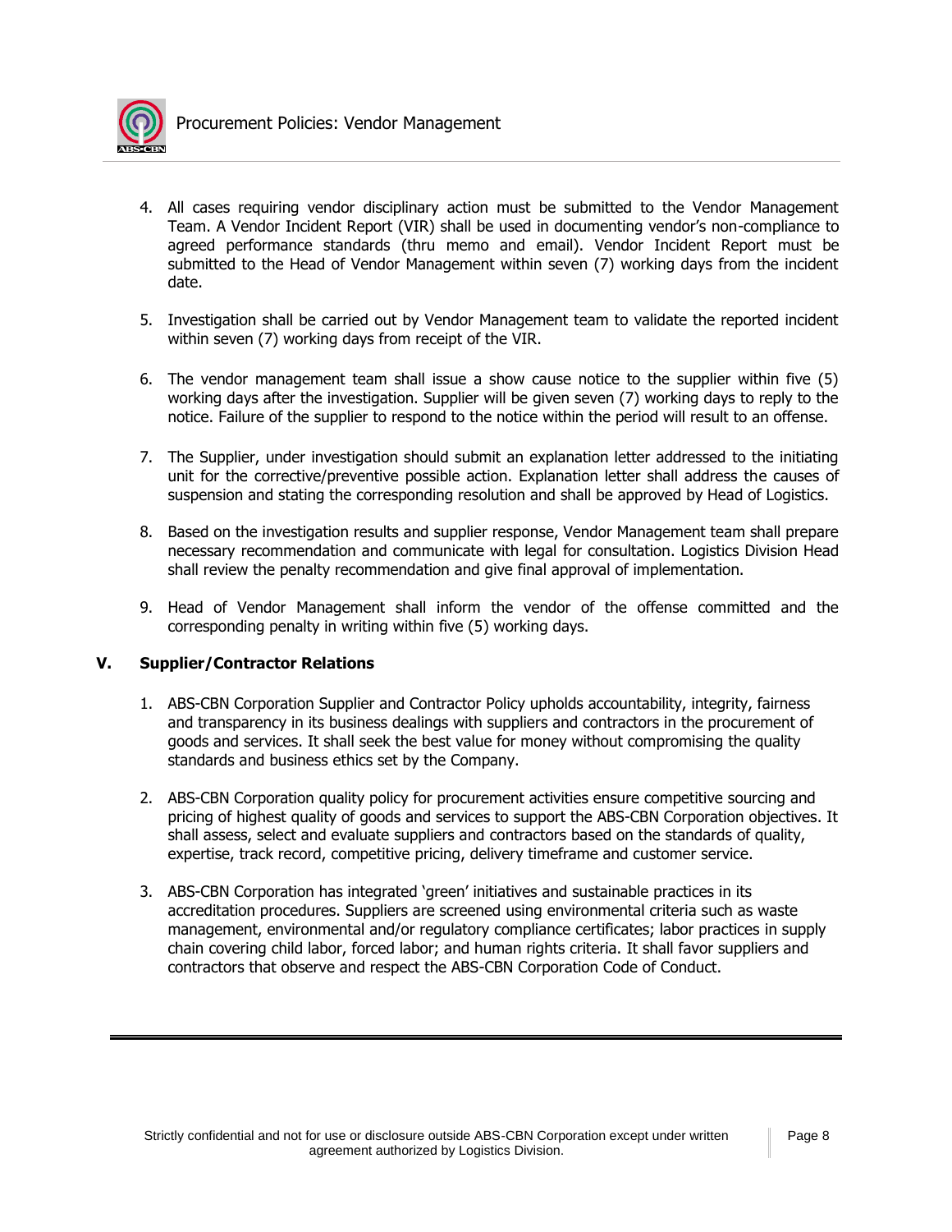4. All cases requiring vendor disciplinary action must be submitted to the Vendor Management Team. A Vendor Incident Report (VIR) shall be used in documenting vendor's non-compliance to agreed performance standards (thru memo and email). Vendor Incident Report must be submitted to the Head of Vendor Management within seven (7) working days from the incident date.

5. Investigation shall be carried out by Vendor Management team to validate the reported incident within seven (7) working days from receipt of the VIR.

6. The vendor management team shall issue a show cause notice to the supplier within five (5) working days after the investigation. Supplier will be given seven (7) working days to reply to the notice. Failure of the supplier to respond to the notice within the period will result to an offense.

7. The Supplier, under investigation should submit an explanation letter addressed to the initiating unit for the corrective/preventive possible action. Explanation letter shall address the causes of suspension and stating the corresponding resolution and shall be approved by Head of Logistics.

8. Based on the investigation results and supplier response, Vendor Management team shall prepare necessary recommendation and communicate with legal for consultation. Logistics Division Head shall review the penalty recommendation and give final approval of implementation.

9. Head of Vendor Management shall inform the vendor of the offense committed and the corresponding penalty in writing within five (5) working days.

## V. Supplier/Contractor Relations

1. ABS-CBN Corporation Supplier and Contractor Policy upholds accountability, integrity, fairness and transparency in its business dealings with suppliers and contractors in the procurement of goods and services. It shall seek the best value for money without compromising the quality standards and business ethics set by the Company.

2. ABS-CBN Corporation quality policy for procurement activities ensure competitive sourcing and pricing of highest quality of goods and services to support the ABS-CBN Corporation objectives. It shall assess, select and evaluate suppliers and contractors based on the standards of quality, expertise, track record, competitive pricing, delivery timeframe and customer service.

3. ABS-CBN Corporation has integrated 'green' initiatives and sustainable practices in its accreditation procedures. Suppliers are screened using environmental criteria such as waste management, environmental and/or regulatory compliance certificates; labor practices in supply chain covering child labor, forced labor; and human rights criteria. It shall favor suppliers and contractors that observe and respect the ABS-CBN Corporation Code of Conduct.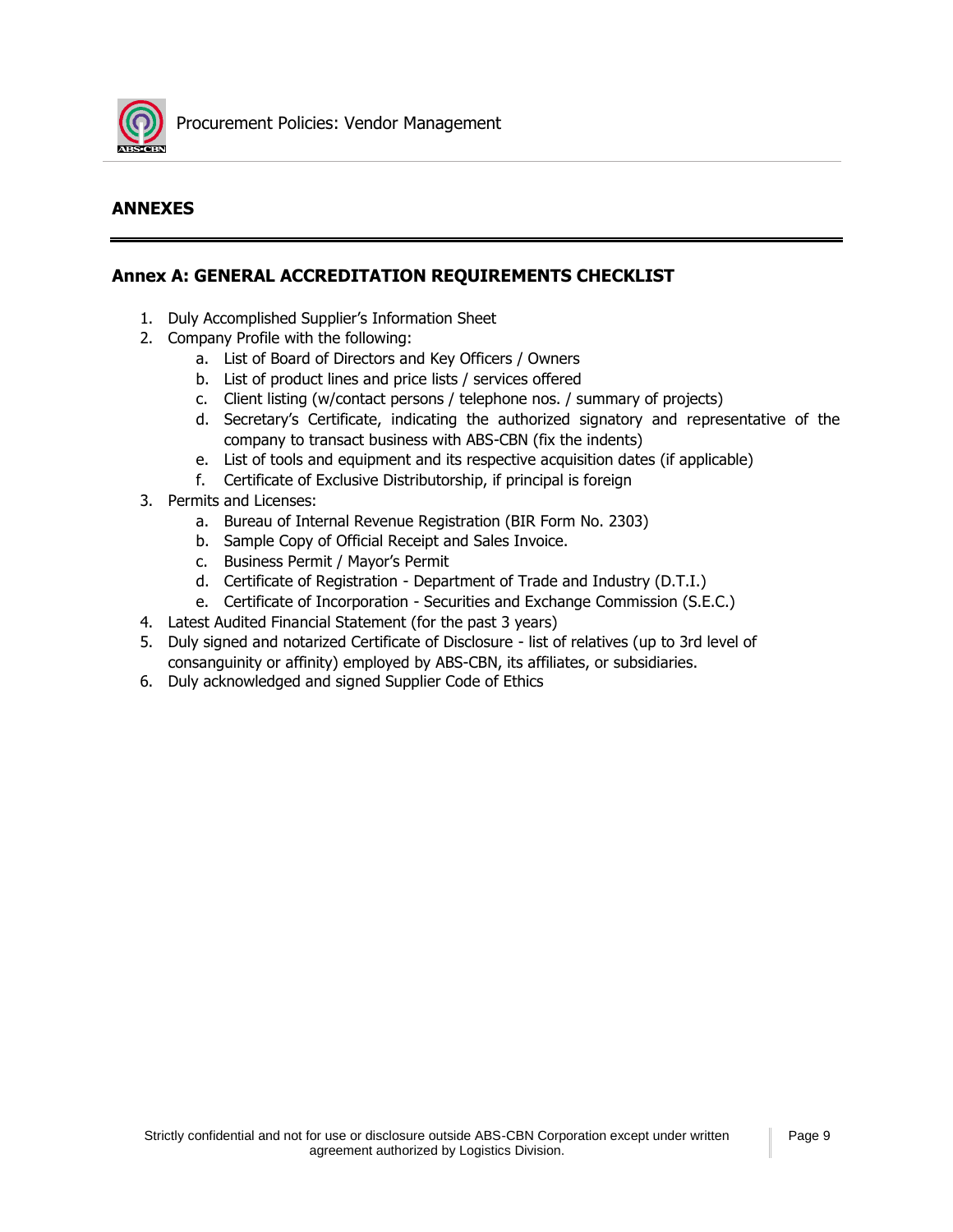## ANNEXES

### Annex A: GENERAL ACCREDITATION REQUIREMENTS CHECKLIST

1. Duly Accomplished Supplier's Information Sheet
2. Company Profile with the following:
    a. List of Board of Directors and Key Officers / Owners
    b. List of product lines and price lists / services offered
    c. Client listing (w/contact persons / telephone nos. / summary of projects)
    d. Secretary's Certificate, indicating the authorized signatory and representative of the company to transact business with ABS-CBN (fix the indents)
    e. List of tools and equipment and its respective acquisition dates (if applicable)
    f. Certificate of Exclusive Distributorship, if principal is foreign
3. Permits and Licenses:
    a. Bureau of Internal Revenue Registration (BIR Form No. 2303)
    b. Sample Copy of Official Receipt and Sales Invoice.
    c. Business Permit / Mayor's Permit
    d. Certificate of Registration - Department of Trade and Industry (D.T.I.)
    e. Certificate of Incorporation - Securities and Exchange Commission (S.E.C.)
4. Latest Audited Financial Statement (for the past 3 years)
5. Duly signed and notarized Certificate of Disclosure - list of relatives (up to 3rd level of consanguinity or affinity) employed by ABS-CBN, its affiliates, or subsidiaries.
6. Duly acknowledged and signed Supplier Code of Ethics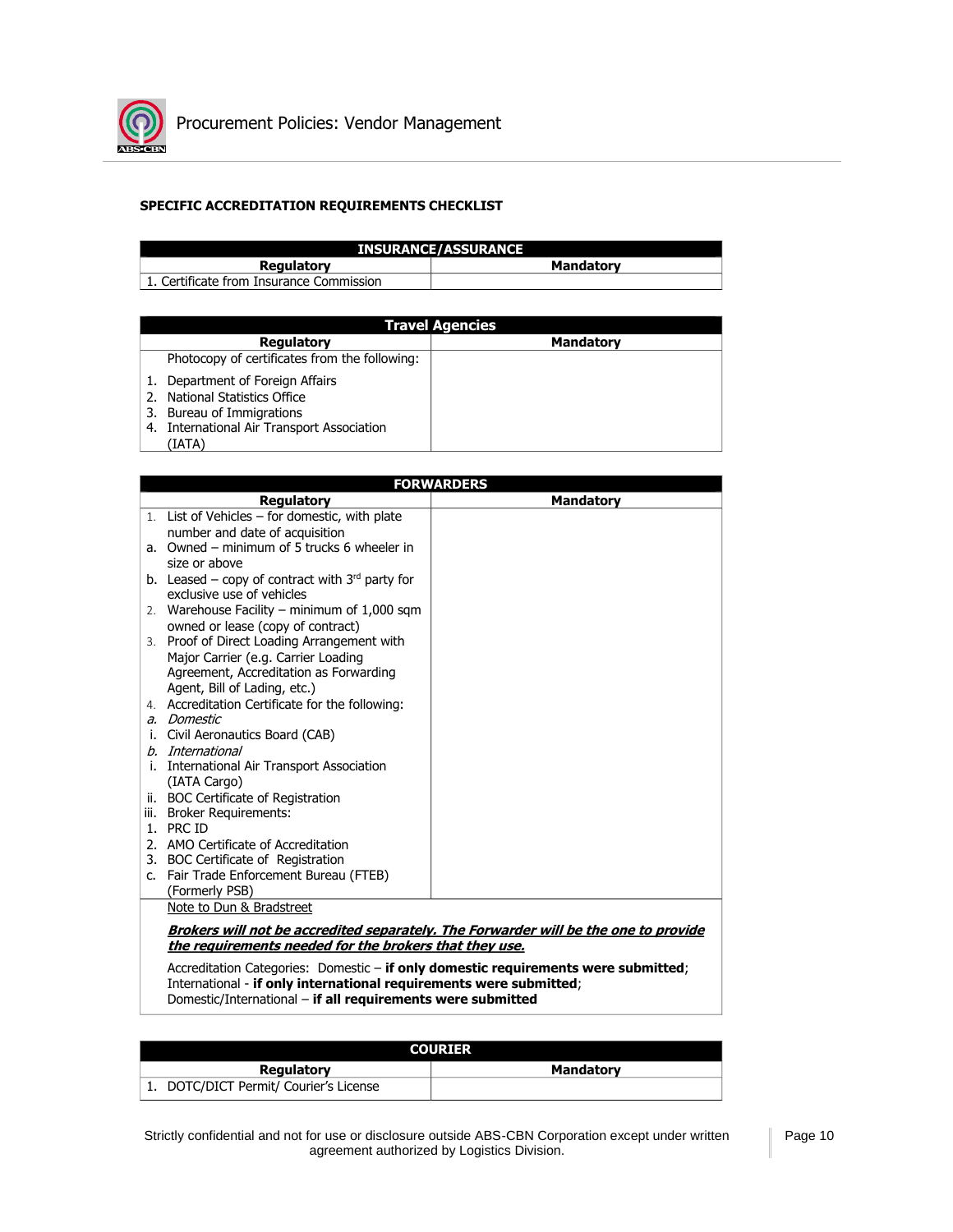**SPECIFIC ACCREDITATION REQUIREMENTS CHECKLIST**

| INSURANCE/ASSURANCE | |
|---|---|
| **Regulatory** | **Mandatory** |
| 1. Certificate from Insurance Commission | |

| Travel Agencies | |
|---|---|
| **Regulatory** | **Mandatory** |
| Photocopy of certificates from the following:<br>1. Department of Foreign Affairs<br>2. National Statistics Office<br>3. Bureau of Immigrations<br>4. International Air Transport Association (IATA) | |

| FORWARDERS | |
|---|---|
| **Regulatory** | **Mandatory** |
| 1. List of Vehicles – for domestic, with plate number and date of acquisition<br>a. Owned – minimum of 5 trucks 6 wheeler in size or above<br>b. Leased – copy of contract with 3rd party for exclusive use of vehicles<br>2. Warehouse Facility – minimum of 1,000 sqm owned or lease (copy of contract)<br>3. Proof of Direct Loading Arrangement with Major Carrier (e.g. Carrier Loading Agreement, Accreditation as Forwarding Agent, Bill of Lading, etc.)<br>4. Accreditation Certificate for the following:<br>*a. Domestic*<br>i. Civil Aeronautics Board (CAB)<br>*b. International*<br>i. International Air Transport Association (IATA Cargo)<br>ii. BOC Certificate of Registration<br>iii. Broker Requirements:<br>1. PRC ID<br>2. AMO Certificate of Accreditation<br>3. BOC Certificate of Registration<br>c. Fair Trade Enforcement Bureau (FTEB) (Formerly PSB) | |
| Note to Dun & Bradstreet<br>***Brokers will not be accredited separately. The Forwarder will be the one to provide the requirements needed for the brokers that they use.***<br>Accreditation Categories: Domestic – **if only domestic requirements were submitted**; International - **if only international requirements were submitted**; Domestic/International – **if all requirements were submitted** | |

| COURIER | |
|---|---|
| **Regulatory** | **Mandatory** |
| 1. DOTC/DICT Permit/ Courier's License | |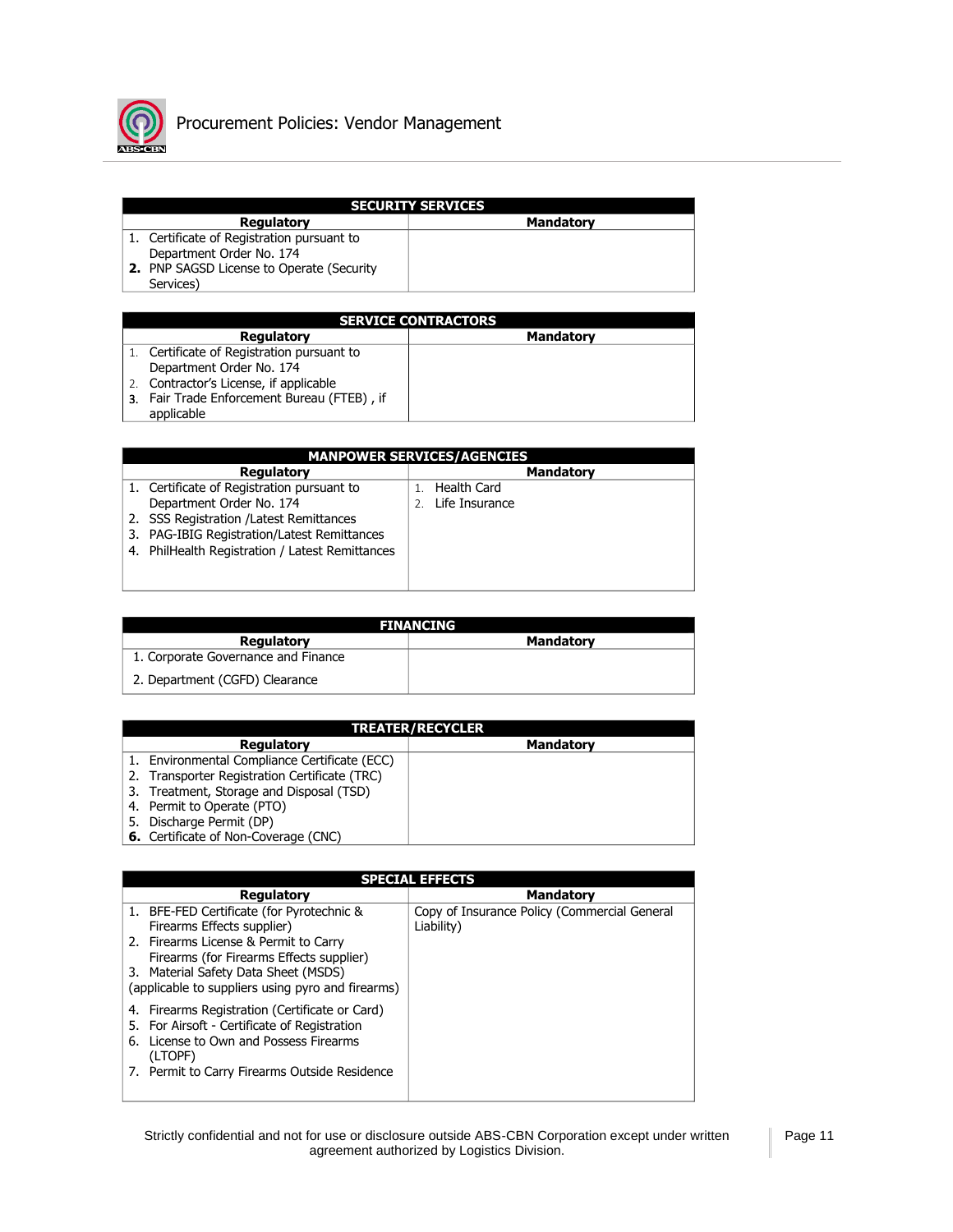| SECURITY SERVICES | |
|---|---|
| **Regulatory** | **Mandatory** |
| 1. Certificate of Registration pursuant to Department Order No. 174<br>**2.** PNP SAGSD License to Operate (Security Services) | |

| SERVICE CONTRACTORS | |
|---|---|
| **Regulatory** | **Mandatory** |
| 1. Certificate of Registration pursuant to Department Order No. 174<br>2. Contractor's License, if applicable<br>3. Fair Trade Enforcement Bureau (FTEB) , if applicable | |

| MANPOWER SERVICES/AGENCIES | |
|---|---|
| **Regulatory** | **Mandatory** |
| 1. Certificate of Registration pursuant to Department Order No. 174<br>2. SSS Registration /Latest Remittances<br>3. PAG-IBIG Registration/Latest Remittances<br>4. PhilHealth Registration / Latest Remittances | 1. Health Card<br>2. Life Insurance |

| FINANCING | |
|---|---|
| **Regulatory** | **Mandatory** |
| 1. Corporate Governance and Finance<br>2. Department (CGFD) Clearance | |

| TREATER/RECYCLER | |
|---|---|
| **Regulatory** | **Mandatory** |
| 1. Environmental Compliance Certificate (ECC)<br>2. Transporter Registration Certificate (TRC)<br>3. Treatment, Storage and Disposal (TSD)<br>4. Permit to Operate (PTO)<br>5. Discharge Permit (DP)<br>**6.** Certificate of Non-Coverage (CNC) | |

| SPECIAL EFFECTS | |
|---|---|
| **Regulatory** | **Mandatory** |
| 1. BFE-FED Certificate (for Pyrotechnic & Firearms Effects supplier)<br>2. Firearms License & Permit to Carry Firearms (for Firearms Effects supplier)<br>3. Material Safety Data Sheet (MSDS)<br>(applicable to suppliers using pyro and firearms)<br>4. Firearms Registration (Certificate or Card)<br>5. For Airsoft - Certificate of Registration<br>6. License to Own and Possess Firearms (LTOPF)<br>7. Permit to Carry Firearms Outside Residence | Copy of Insurance Policy (Commercial General Liability) |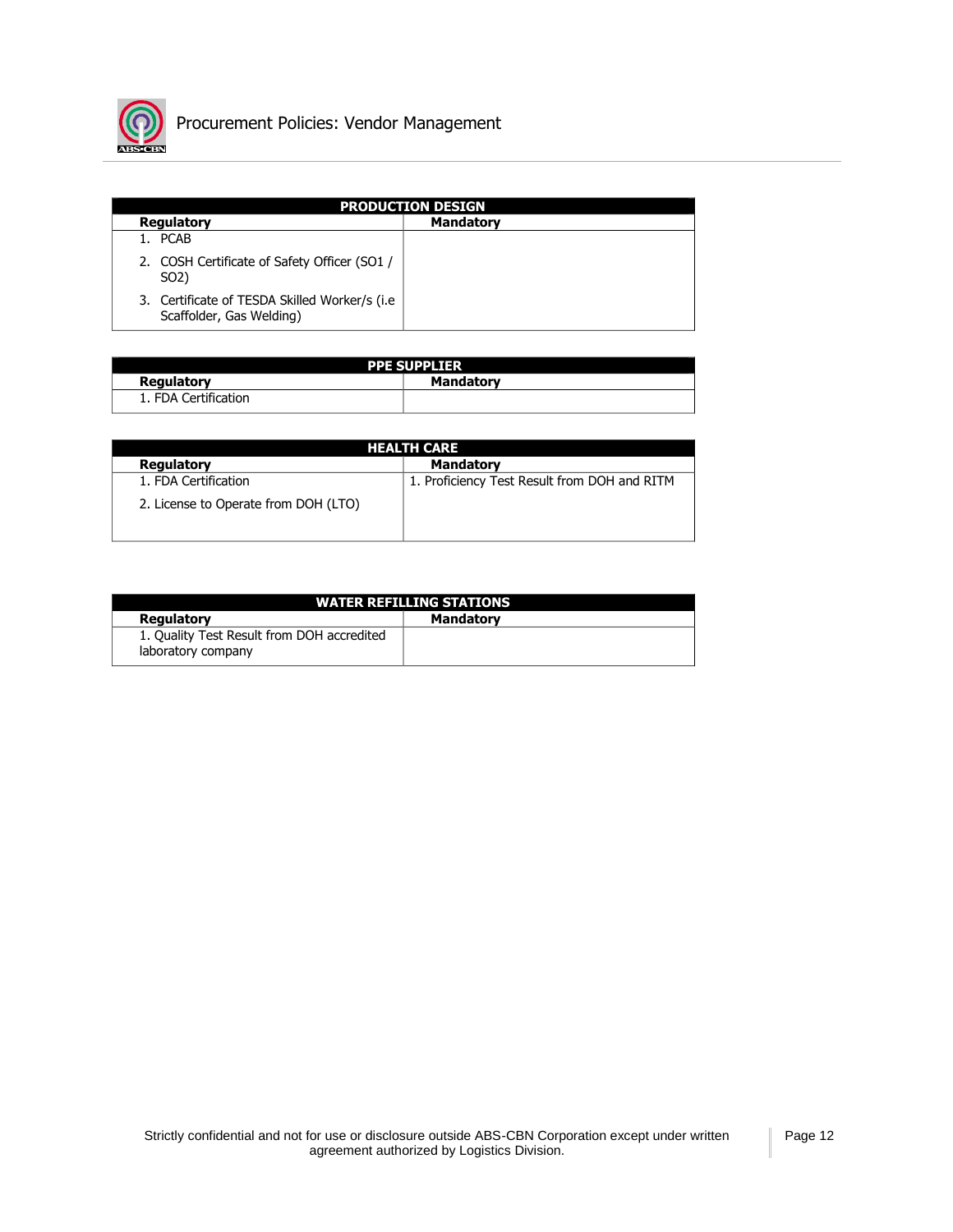| PRODUCTION DESIGN | |
|---|---|
| **Regulatory** | **Mandatory** |
| 1. PCAB<br>2. COSH Certificate of Safety Officer (SO1 / SO2)<br>3. Certificate of TESDA Skilled Worker/s (i.e Scaffolder, Gas Welding) | |

| PPE SUPPLIER | |
|---|---|
| **Regulatory** | **Mandatory** |
| 1. FDA Certification | |

| HEALTH CARE | |
|---|---|
| **Regulatory** | **Mandatory** |
| 1. FDA Certification<br>2. License to Operate from DOH (LTO) | 1. Proficiency Test Result from DOH and RITM |

| WATER REFILLING STATIONS | |
|---|---|
| **Regulatory** | **Mandatory** |
| 1. Quality Test Result from DOH accredited laboratory company | |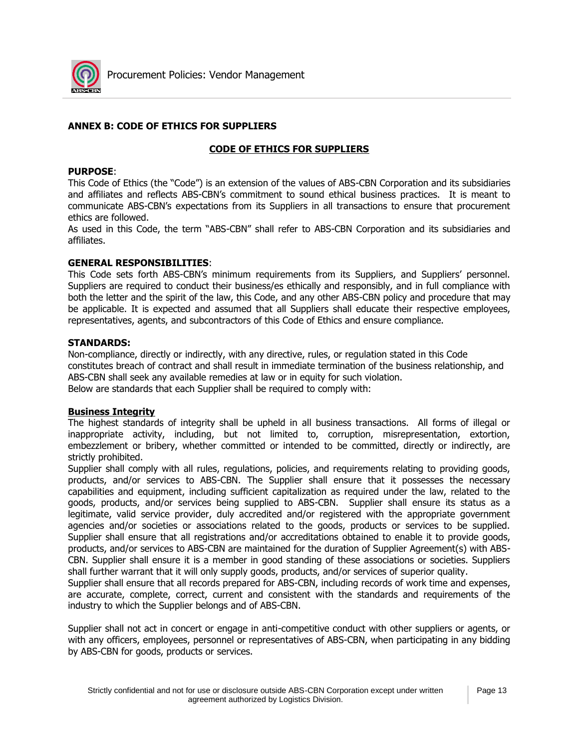## ANNEX B: CODE OF ETHICS FOR SUPPLIERS

### CODE OF ETHICS FOR SUPPLIERS

**PURPOSE**:
This Code of Ethics (the "Code") is an extension of the values of ABS-CBN Corporation and its subsidiaries and affiliates and reflects ABS-CBN's commitment to sound ethical business practices. It is meant to communicate ABS-CBN's expectations from its Suppliers in all transactions to ensure that procurement ethics are followed.
As used in this Code, the term "ABS-CBN" shall refer to ABS-CBN Corporation and its subsidiaries and affiliates.

**GENERAL RESPONSIBILITIES**:
This Code sets forth ABS-CBN's minimum requirements from its Suppliers, and Suppliers' personnel. Suppliers are required to conduct their business/es ethically and responsibly, and in full compliance with both the letter and the spirit of the law, this Code, and any other ABS-CBN policy and procedure that may be applicable. It is expected and assumed that all Suppliers shall educate their respective employees, representatives, agents, and subcontractors of this Code of Ethics and ensure compliance.

**STANDARDS:**
Non-compliance, directly or indirectly, with any directive, rules, or regulation stated in this Code constitutes breach of contract and shall result in immediate termination of the business relationship, and ABS-CBN shall seek any available remedies at law or in equity for such violation.
Below are standards that each Supplier shall be required to comply with:

**Business Integrity**
The highest standards of integrity shall be upheld in all business transactions. All forms of illegal or inappropriate activity, including, but not limited to, corruption, misrepresentation, extortion, embezzlement or bribery, whether committed or intended to be committed, directly or indirectly, are strictly prohibited.
Supplier shall comply with all rules, regulations, policies, and requirements relating to providing goods, products, and/or services to ABS-CBN. The Supplier shall ensure that it possesses the necessary capabilities and equipment, including sufficient capitalization as required under the law, related to the goods, products, and/or services being supplied to ABS-CBN. Supplier shall ensure its status as a legitimate, valid service provider, duly accredited and/or registered with the appropriate government agencies and/or societies or associations related to the goods, products or services to be supplied. Supplier shall ensure that all registrations and/or accreditations obtained to enable it to provide goods, products, and/or services to ABS-CBN are maintained for the duration of Supplier Agreement(s) with ABS-CBN. Supplier shall ensure it is a member in good standing of these associations or societies. Suppliers shall further warrant that it will only supply goods, products, and/or services of superior quality.
Supplier shall ensure that all records prepared for ABS-CBN, including records of work time and expenses, are accurate, complete, correct, current and consistent with the standards and requirements of the industry to which the Supplier belongs and of ABS-CBN.

Supplier shall not act in concert or engage in anti-competitive conduct with other suppliers or agents, or with any officers, employees, personnel or representatives of ABS-CBN, when participating in any bidding by ABS-CBN for goods, products or services.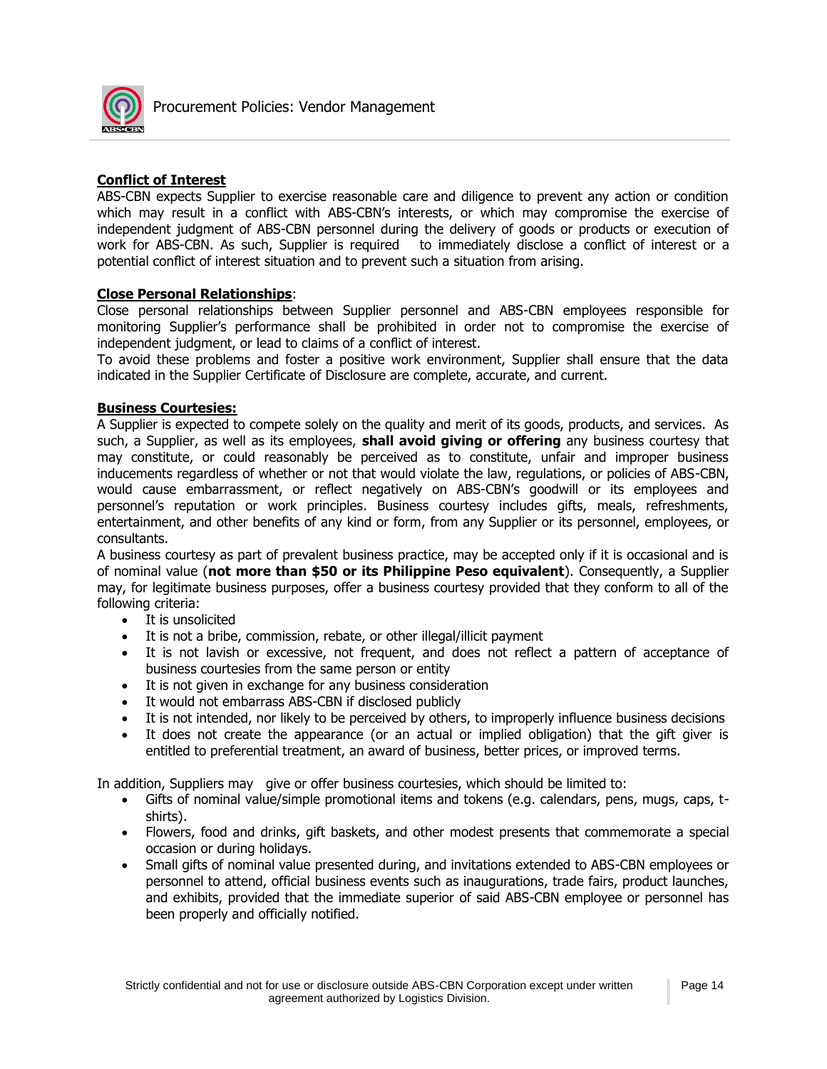**Conflict of Interest**

ABS-CBN expects Supplier to exercise reasonable care and diligence to prevent any action or condition which may result in a conflict with ABS-CBN's interests, or which may compromise the exercise of independent judgment of ABS-CBN personnel during the delivery of goods or products or execution of work for ABS-CBN. As such, Supplier is required to immediately disclose a conflict of interest or a potential conflict of interest situation and to prevent such a situation from arising.

**Close Personal Relationships**:

Close personal relationships between Supplier personnel and ABS-CBN employees responsible for monitoring Supplier's performance shall be prohibited in order not to compromise the exercise of independent judgment, or lead to claims of a conflict of interest.

To avoid these problems and foster a positive work environment, Supplier shall ensure that the data indicated in the Supplier Certificate of Disclosure are complete, accurate, and current.

**Business Courtesies:**

A Supplier is expected to compete solely on the quality and merit of its goods, products, and services. As such, a Supplier, as well as its employees, **shall avoid giving or offering** any business courtesy that may constitute, or could reasonably be perceived as to constitute, unfair and improper business inducements regardless of whether or not that would violate the law, regulations, or policies of ABS-CBN, would cause embarrassment, or reflect negatively on ABS-CBN's goodwill or its employees and personnel's reputation or work principles. Business courtesy includes gifts, meals, refreshments, entertainment, and other benefits of any kind or form, from any Supplier or its personnel, employees, or consultants.

A business courtesy as part of prevalent business practice, may be accepted only if it is occasional and is of nominal value (**not more than $50 or its Philippine Peso equivalent**). Consequently, a Supplier may, for legitimate business purposes, offer a business courtesy provided that they conform to all of the following criteria:

- It is unsolicited
- It is not a bribe, commission, rebate, or other illegal/illicit payment
- It is not lavish or excessive, not frequent, and does not reflect a pattern of acceptance of business courtesies from the same person or entity
- It is not given in exchange for any business consideration
- It would not embarrass ABS-CBN if disclosed publicly
- It is not intended, nor likely to be perceived by others, to improperly influence business decisions
- It does not create the appearance (or an actual or implied obligation) that the gift giver is entitled to preferential treatment, an award of business, better prices, or improved terms.

In addition, Suppliers may give or offer business courtesies, which should be limited to:

- Gifts of nominal value/simple promotional items and tokens (e.g. calendars, pens, mugs, caps, t-shirts).
- Flowers, food and drinks, gift baskets, and other modest presents that commemorate a special occasion or during holidays.
- Small gifts of nominal value presented during, and invitations extended to ABS-CBN employees or personnel to attend, official business events such as inaugurations, trade fairs, product launches, and exhibits, provided that the immediate superior of said ABS-CBN employee or personnel has been properly and officially notified.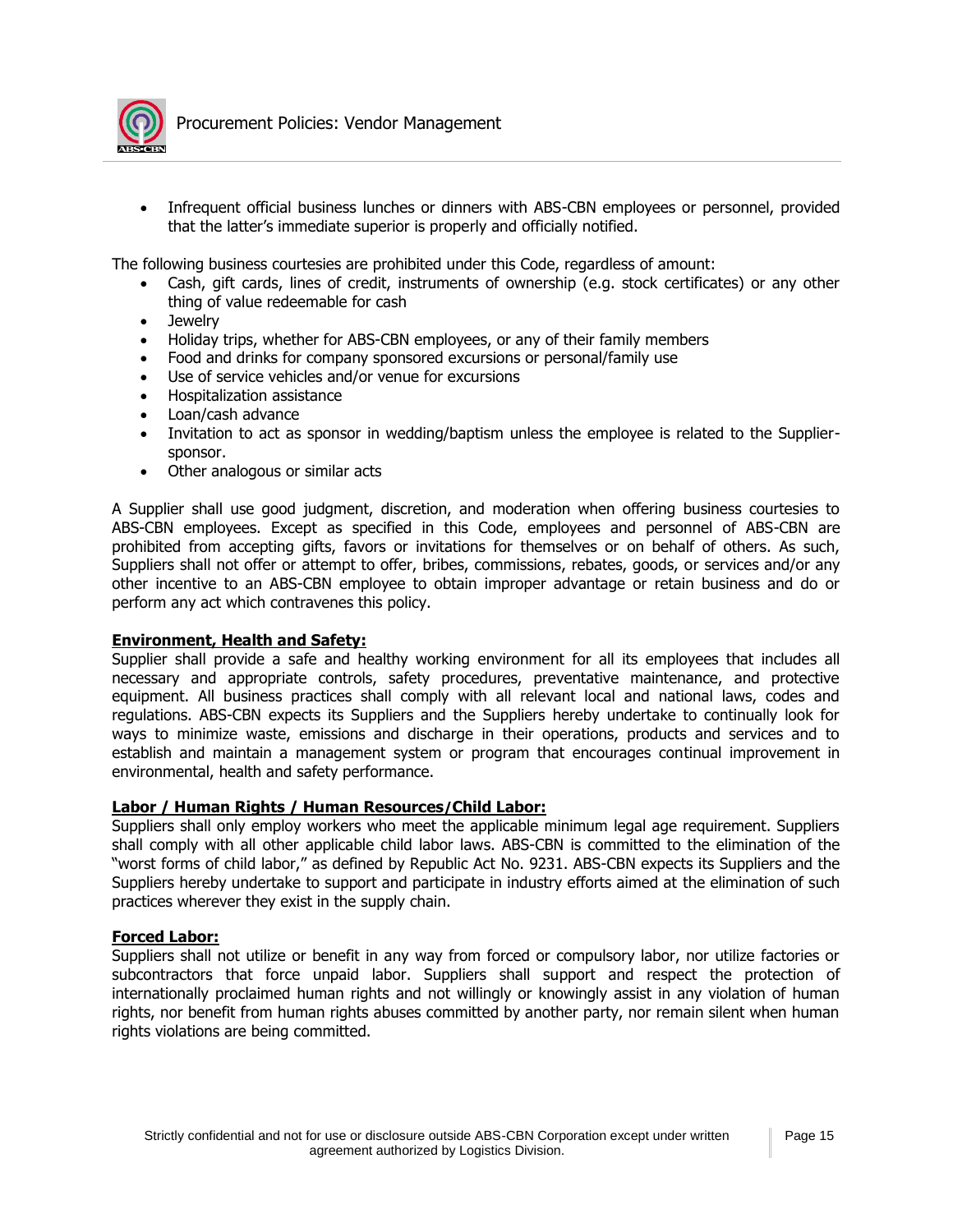- Infrequent official business lunches or dinners with ABS-CBN employees or personnel, provided that the latter's immediate superior is properly and officially notified.

The following business courtesies are prohibited under this Code, regardless of amount:

- Cash, gift cards, lines of credit, instruments of ownership (e.g. stock certificates) or any other thing of value redeemable for cash
- Jewelry
- Holiday trips, whether for ABS-CBN employees, or any of their family members
- Food and drinks for company sponsored excursions or personal/family use
- Use of service vehicles and/or venue for excursions
- Hospitalization assistance
- Loan/cash advance
- Invitation to act as sponsor in wedding/baptism unless the employee is related to the Supplier-sponsor.
- Other analogous or similar acts

A Supplier shall use good judgment, discretion, and moderation when offering business courtesies to ABS-CBN employees. Except as specified in this Code, employees and personnel of ABS-CBN are prohibited from accepting gifts, favors or invitations for themselves or on behalf of others. As such, Suppliers shall not offer or attempt to offer, bribes, commissions, rebates, goods, or services and/or any other incentive to an ABS-CBN employee to obtain improper advantage or retain business and do or perform any act which contravenes this policy.

**Environment, Health and Safety:**

Supplier shall provide a safe and healthy working environment for all its employees that includes all necessary and appropriate controls, safety procedures, preventative maintenance, and protective equipment. All business practices shall comply with all relevant local and national laws, codes and regulations. ABS-CBN expects its Suppliers and the Suppliers hereby undertake to continually look for ways to minimize waste, emissions and discharge in their operations, products and services and to establish and maintain a management system or program that encourages continual improvement in environmental, health and safety performance.

**Labor / Human Rights / Human Resources/Child Labor:**

Suppliers shall only employ workers who meet the applicable minimum legal age requirement. Suppliers shall comply with all other applicable child labor laws. ABS-CBN is committed to the elimination of the "worst forms of child labor," as defined by Republic Act No. 9231. ABS-CBN expects its Suppliers and the Suppliers hereby undertake to support and participate in industry efforts aimed at the elimination of such practices wherever they exist in the supply chain.

**Forced Labor:**

Suppliers shall not utilize or benefit in any way from forced or compulsory labor, nor utilize factories or subcontractors that force unpaid labor. Suppliers shall support and respect the protection of internationally proclaimed human rights and not willingly or knowingly assist in any violation of human rights, nor benefit from human rights abuses committed by another party, nor remain silent when human rights violations are being committed.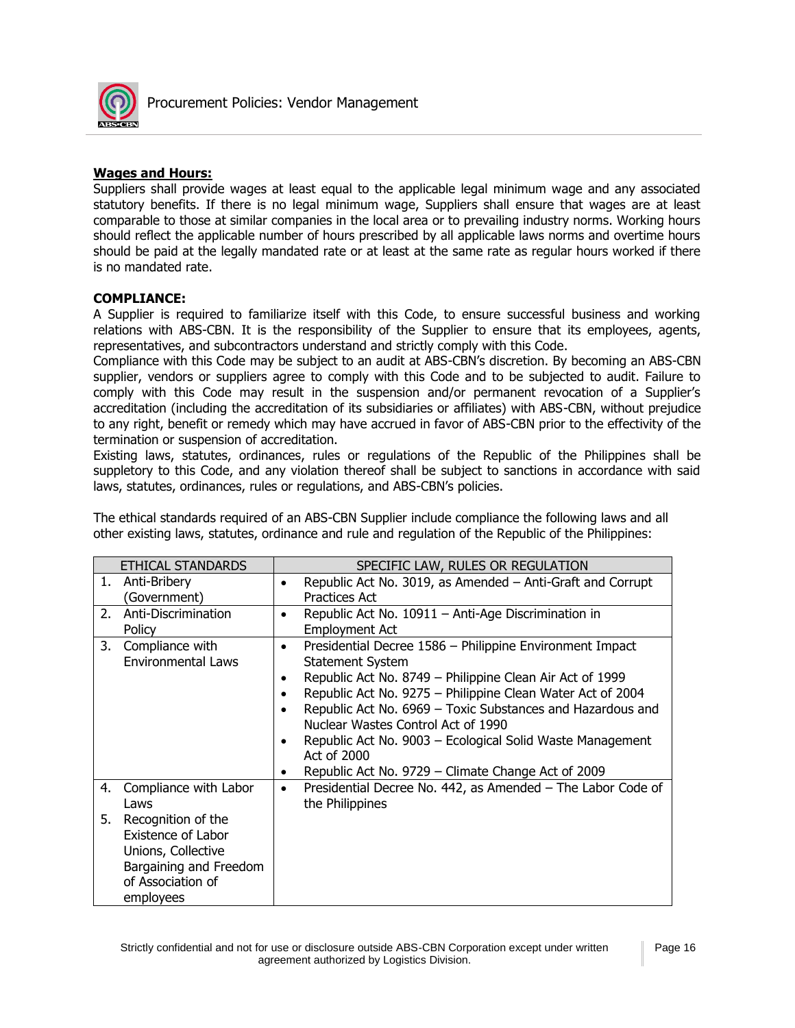**Wages and Hours:**
Suppliers shall provide wages at least equal to the applicable legal minimum wage and any associated statutory benefits. If there is no legal minimum wage, Suppliers shall ensure that wages are at least comparable to those at similar companies in the local area or to prevailing industry norms. Working hours should reflect the applicable number of hours prescribed by all applicable laws norms and overtime hours should be paid at the legally mandated rate or at least at the same rate as regular hours worked if there is no mandated rate.

**COMPLIANCE:**
A Supplier is required to familiarize itself with this Code, to ensure successful business and working relations with ABS-CBN. It is the responsibility of the Supplier to ensure that its employees, agents, representatives, and subcontractors understand and strictly comply with this Code.
Compliance with this Code may be subject to an audit at ABS-CBN's discretion. By becoming an ABS-CBN supplier, vendors or suppliers agree to comply with this Code and to be subjected to audit. Failure to comply with this Code may result in the suspension and/or permanent revocation of a Supplier's accreditation (including the accreditation of its subsidiaries or affiliates) with ABS-CBN, without prejudice to any right, benefit or remedy which may have accrued in favor of ABS-CBN prior to the effectivity of the termination or suspension of accreditation.
Existing laws, statutes, ordinances, rules or regulations of the Republic of the Philippines shall be suppletory to this Code, and any violation thereof shall be subject to sanctions in accordance with said laws, statutes, ordinances, rules or regulations, and ABS-CBN's policies.

The ethical standards required of an ABS-CBN Supplier include compliance the following laws and all other existing laws, statutes, ordinance and rule and regulation of the Republic of the Philippines:

| ETHICAL STANDARDS | SPECIFIC LAW, RULES OR REGULATION |
|---|---|
| 1. Anti-Bribery (Government) | • Republic Act No. 3019, as Amended – Anti-Graft and Corrupt Practices Act |
| 2. Anti-Discrimination Policy | • Republic Act No. 10911 – Anti-Age Discrimination in Employment Act |
| 3. Compliance with Environmental Laws | • Presidential Decree 1586 – Philippine Environment Impact Statement System<br>• Republic Act No. 8749 – Philippine Clean Air Act of 1999<br>• Republic Act No. 9275 – Philippine Clean Water Act of 2004<br>• Republic Act No. 6969 – Toxic Substances and Hazardous and Nuclear Wastes Control Act of 1990<br>• Republic Act No. 9003 – Ecological Solid Waste Management Act of 2000<br>• Republic Act No. 9729 – Climate Change Act of 2009 |
| 4. Compliance with Labor Laws<br>5. Recognition of the Existence of Labor Unions, Collective Bargaining and Freedom of Association of employees | • Presidential Decree No. 442, as Amended – The Labor Code of the Philippines |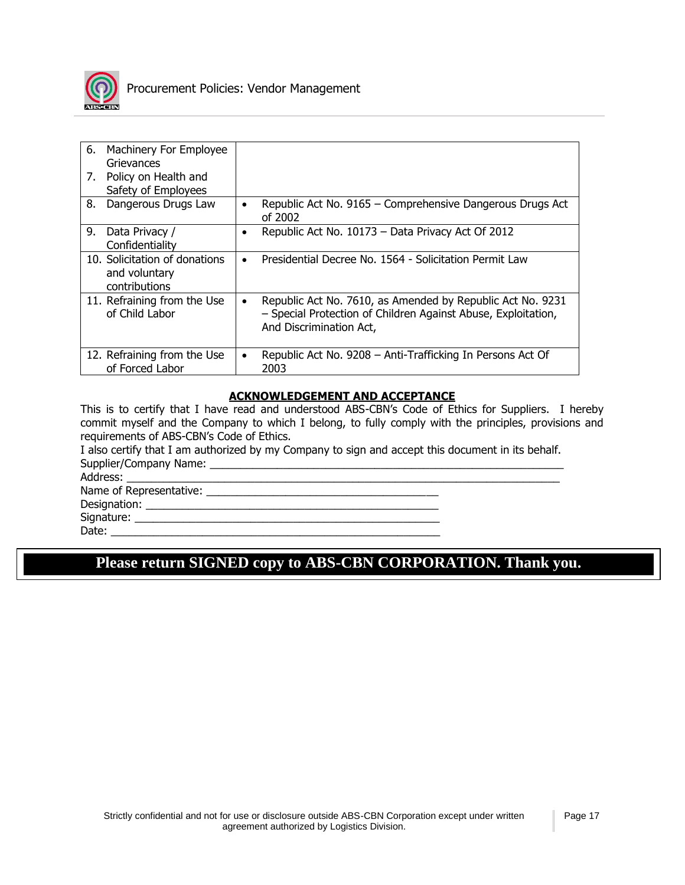| | |
|---|---|
| 6. Machinery For Employee Grievances<br>7. Policy on Health and Safety of Employees | |
| 8. Dangerous Drugs Law | • Republic Act No. 9165 – Comprehensive Dangerous Drugs Act of 2002 |
| 9. Data Privacy / Confidentiality | • Republic Act No. 10173 – Data Privacy Act Of 2012 |
| 10. Solicitation of donations and voluntary contributions | • Presidential Decree No. 1564 - Solicitation Permit Law |
| 11. Refraining from the Use of Child Labor | • Republic Act No. 7610, as Amended by Republic Act No. 9231 – Special Protection of Children Against Abuse, Exploitation, And Discrimination Act, |
| 12. Refraining from the Use of Forced Labor | • Republic Act No. 9208 – Anti-Trafficking In Persons Act Of 2003 |

## ACKNOWLEDGEMENT AND ACCEPTANCE

This is to certify that I have read and understood ABS-CBN's Code of Ethics for Suppliers. I hereby commit myself and the Company to which I belong, to fully comply with the principles, provisions and requirements of ABS-CBN's Code of Ethics.

I also certify that I am authorized by my Company to sign and accept this document in its behalf.

Supplier/Company Name: ___________________________________________________________

Address: ___________________________________________________________________

Name of Representative: ________________________________________

Designation: ___________________________________________________

Signature: _____________________________________________________

Date: _________________________________________________________

**Please return SIGNED copy to ABS-CBN CORPORATION. Thank you.**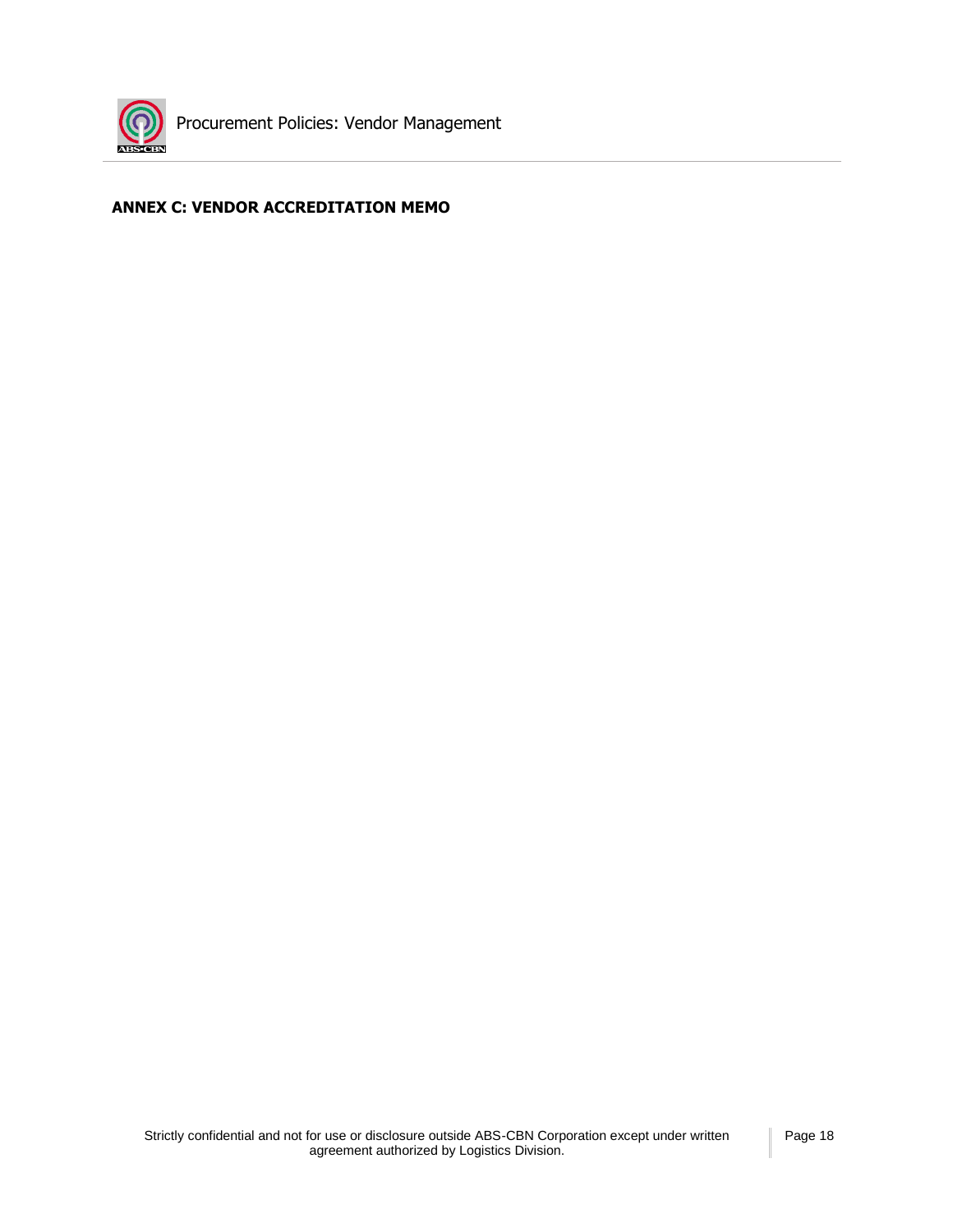**ANNEX C: VENDOR ACCREDITATION MEMO**